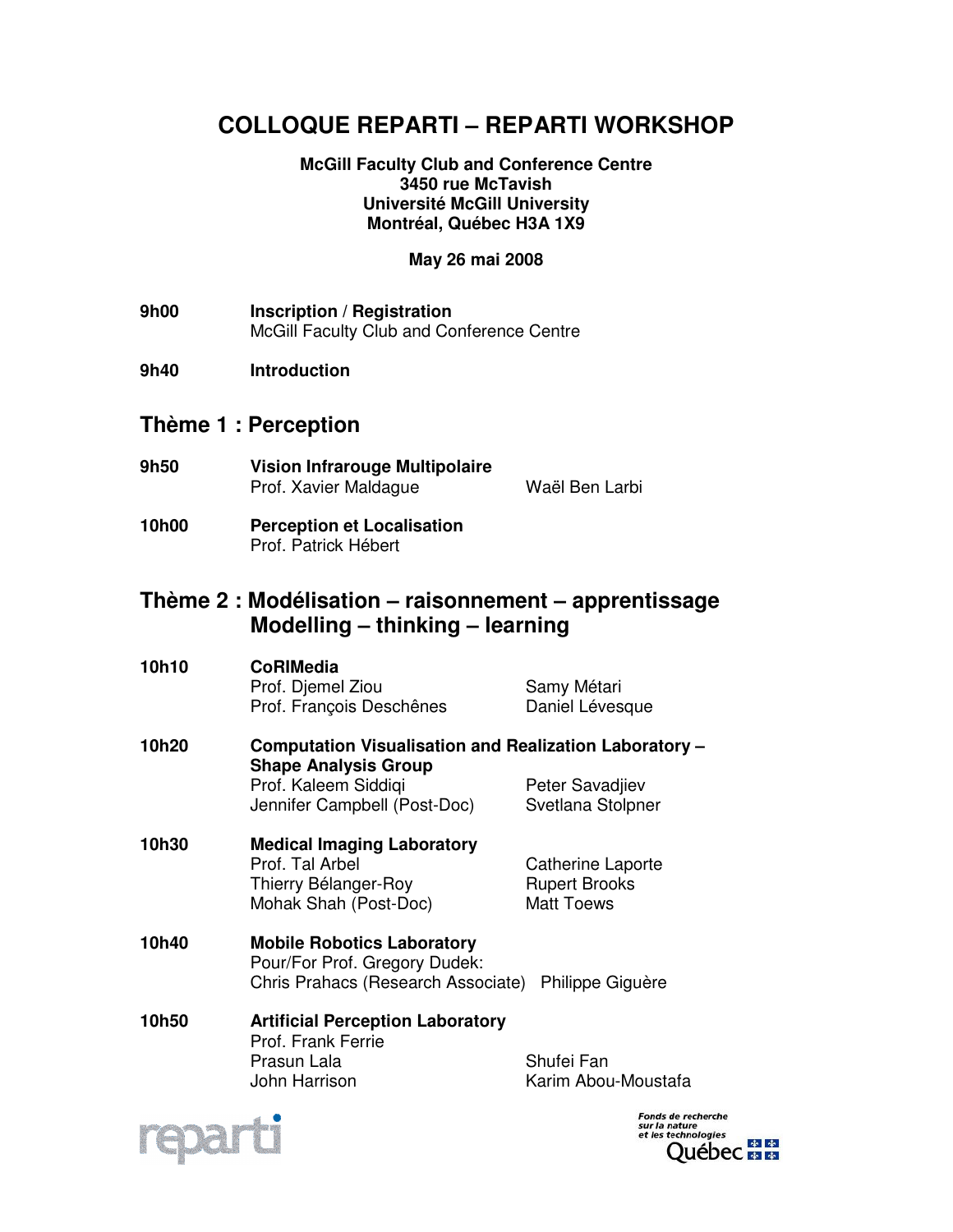# COLLOQUE REPARTI – REPARTI WORKSHOP

**McGill Faculty Club and Conference Centre**
**3450 rue McTavish**
**Université McGill University**
**Montréal, Québec H3A 1X9**

**May 26 mai 2008**

**9h00** **Inscription / Registration**
McGill Faculty Club and Conference Centre

**9h40** **Introduction**

## Thème 1 : Perception

**9h50** **Vision Infrarouge Multipolaire**
Prof. Xavier Maldague — Waël Ben Larbi

**10h00** **Perception et Localisation**
Prof. Patrick Hébert

## Thème 2 : Modélisation – raisonnement – apprentissage Modelling – thinking – learning

**10h10** **CoRIMedia**
Prof. Djemel Ziou — Samy Métari
Prof. François Deschênes — Daniel Lévesque

**10h20** **Computation Visualisation and Realization Laboratory – Shape Analysis Group**
Prof. Kaleem Siddiqi — Peter Savadjiev
Jennifer Campbell (Post-Doc) — Svetlana Stolpner

**10h30** **Medical Imaging Laboratory**
Prof. Tal Arbel — Catherine Laporte
Thierry Bélanger-Roy — Rupert Brooks
Mohak Shah (Post-Doc) — Matt Toews

**10h40** **Mobile Robotics Laboratory**
Pour/For Prof. Gregory Dudek:
Chris Prahacs (Research Associate) — Philippe Giguère

**10h50** **Artificial Perception Laboratory**
Prof. Frank Ferrie
Prasun Lala — Shufei Fan
John Harrison — Karim Abou-Moustafa

reparti

Fonds de recherche sur la nature et les technologies Québec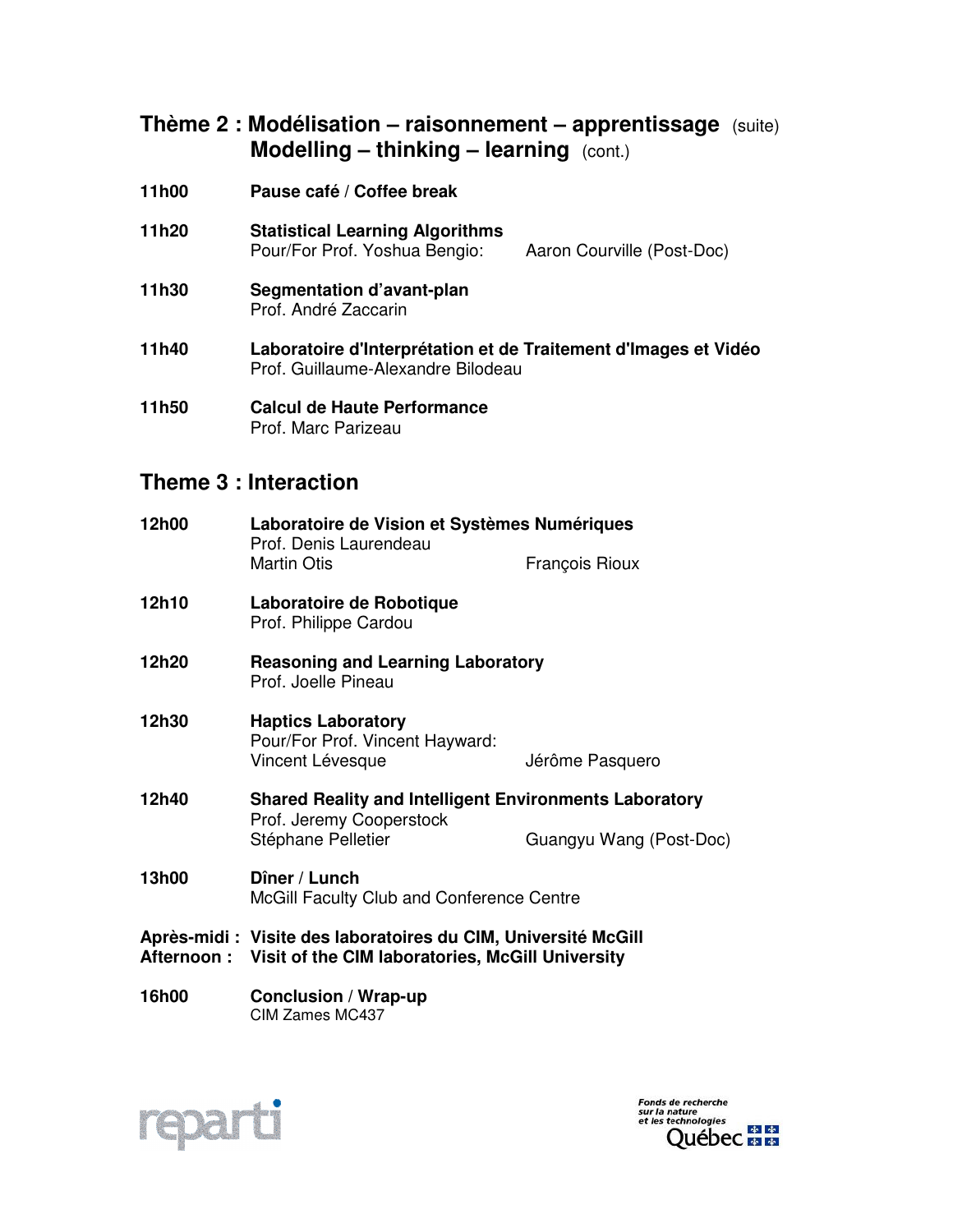## Thème 2 : Modélisation – raisonnement – apprentissage (suite)
## Modelling – thinking – learning (cont.)

**11h00** **Pause café / Coffee break**

**11h20** **Statistical Learning Algorithms**
Pour/For Prof. Yoshua Bengio: Aaron Courville (Post-Doc)

**11h30** **Segmentation d'avant-plan**
Prof. André Zaccarin

**11h40** **Laboratoire d'Interprétation et de Traitement d'Images et Vidéo**
Prof. Guillaume-Alexandre Bilodeau

**11h50** **Calcul de Haute Performance**
Prof. Marc Parizeau

## Theme 3 : Interaction

**12h00** **Laboratoire de Vision et Systèmes Numériques**
Prof. Denis Laurendeau
Martin Otis François Rioux

**12h10** **Laboratoire de Robotique**
Prof. Philippe Cardou

**12h20** **Reasoning and Learning Laboratory**
Prof. Joelle Pineau

**12h30** **Haptics Laboratory**
Pour/For Prof. Vincent Hayward:
Vincent Lévesque Jérôme Pasquero

**12h40** **Shared Reality and Intelligent Environments Laboratory**
Prof. Jeremy Cooperstock
Stéphane Pelletier Guangyu Wang (Post-Doc)

**13h00** **Dîner / Lunch**
McGill Faculty Club and Conference Centre

**Après-midi :** **Visite des laboratoires du CIM, Université McGill**
**Afternoon :** **Visit of the CIM laboratories, McGill University**

**16h00** **Conclusion / Wrap-up**
CIM Zames MC437

reparti

Fonds de recherche sur la nature et les technologies Québec